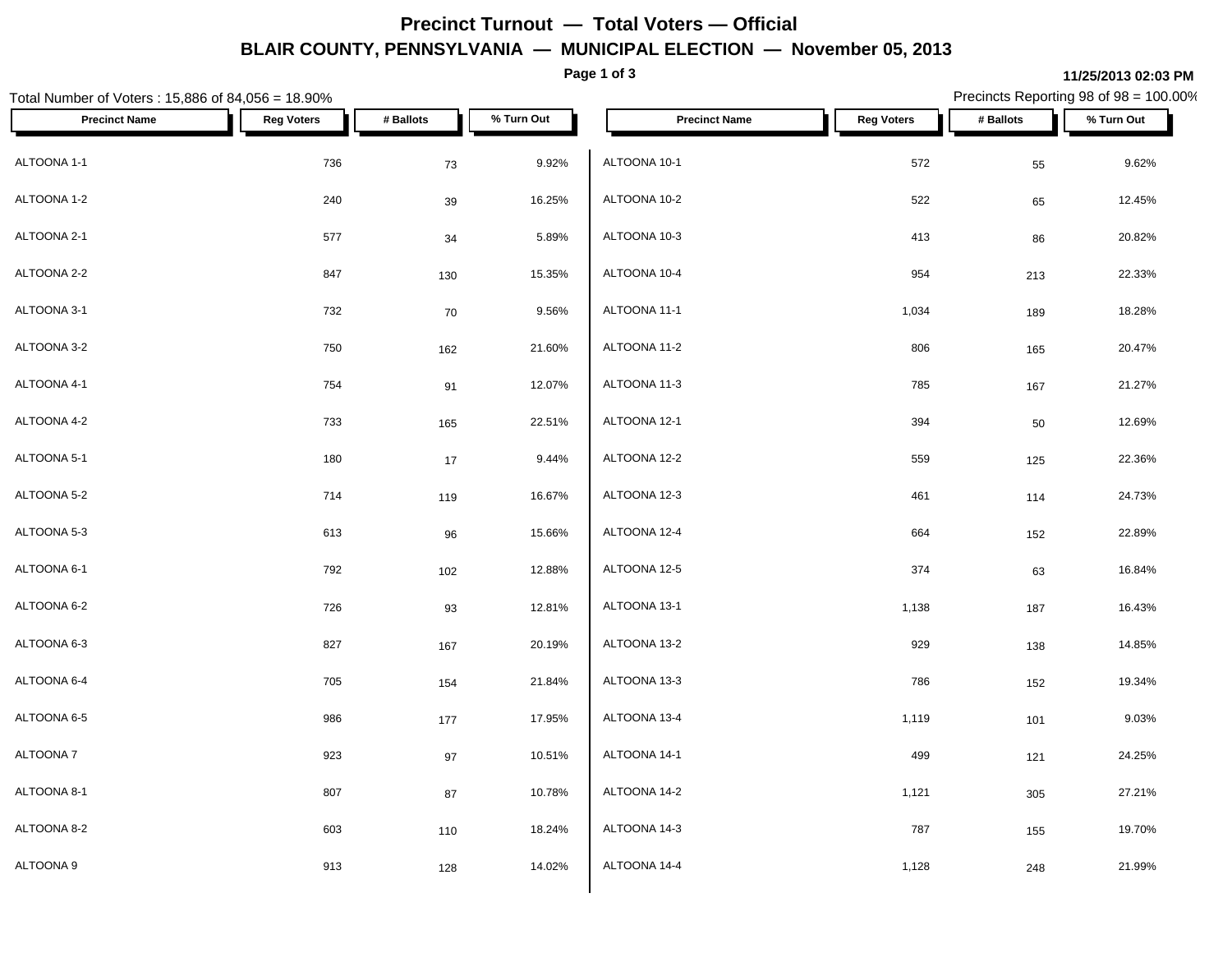# Precinct Turnout — Total Voters — Official

## BLAIR COUNTY, PENNSYLVANIA — MUNICIPAL ELECTION — November 05, 2013

11/25/2013 02:03 PM

Total Number of Voters : 15,886 of 84,056 = 18.90%

Precincts Reporting 98 of 98 = 100.00%

| Precinct Name | Reg Voters | # Ballots | % Turn Out |
|---|---|---|---|
| ALTOONA 1-1 | 736 | 73 | 9.92% |
| ALTOONA 1-2 | 240 | 39 | 16.25% |
| ALTOONA 2-1 | 577 | 34 | 5.89% |
| ALTOONA 2-2 | 847 | 130 | 15.35% |
| ALTOONA 3-1 | 732 | 70 | 9.56% |
| ALTOONA 3-2 | 750 | 162 | 21.60% |
| ALTOONA 4-1 | 754 | 91 | 12.07% |
| ALTOONA 4-2 | 733 | 165 | 22.51% |
| ALTOONA 5-1 | 180 | 17 | 9.44% |
| ALTOONA 5-2 | 714 | 119 | 16.67% |
| ALTOONA 5-3 | 613 | 96 | 15.66% |
| ALTOONA 6-1 | 792 | 102 | 12.88% |
| ALTOONA 6-2 | 726 | 93 | 12.81% |
| ALTOONA 6-3 | 827 | 167 | 20.19% |
| ALTOONA 6-4 | 705 | 154 | 21.84% |
| ALTOONA 6-5 | 986 | 177 | 17.95% |
| ALTOONA 7 | 923 | 97 | 10.51% |
| ALTOONA 8-1 | 807 | 87 | 10.78% |
| ALTOONA 8-2 | 603 | 110 | 18.24% |
| ALTOONA 9 | 913 | 128 | 14.02% |
| ALTOONA 10-1 | 572 | 55 | 9.62% |
| ALTOONA 10-2 | 522 | 65 | 12.45% |
| ALTOONA 10-3 | 413 | 86 | 20.82% |
| ALTOONA 10-4 | 954 | 213 | 22.33% |
| ALTOONA 11-1 | 1,034 | 189 | 18.28% |
| ALTOONA 11-2 | 806 | 165 | 20.47% |
| ALTOONA 11-3 | 785 | 167 | 21.27% |
| ALTOONA 12-1 | 394 | 50 | 12.69% |
| ALTOONA 12-2 | 559 | 125 | 22.36% |
| ALTOONA 12-3 | 461 | 114 | 24.73% |
| ALTOONA 12-4 | 664 | 152 | 22.89% |
| ALTOONA 12-5 | 374 | 63 | 16.84% |
| ALTOONA 13-1 | 1,138 | 187 | 16.43% |
| ALTOONA 13-2 | 929 | 138 | 14.85% |
| ALTOONA 13-3 | 786 | 152 | 19.34% |
| ALTOONA 13-4 | 1,119 | 101 | 9.03% |
| ALTOONA 14-1 | 499 | 121 | 24.25% |
| ALTOONA 14-2 | 1,121 | 305 | 27.21% |
| ALTOONA 14-3 | 787 | 155 | 19.70% |
| ALTOONA 14-4 | 1,128 | 248 | 21.99% |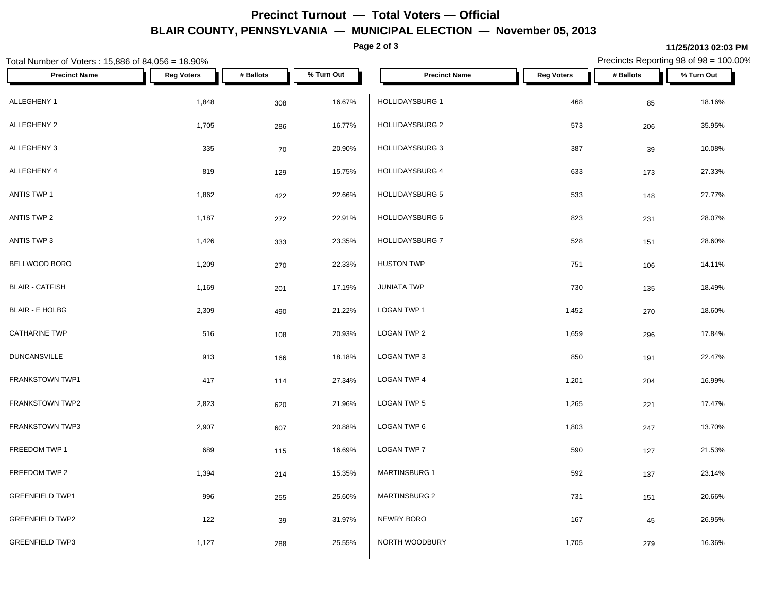# Precinct Turnout — Total Voters — Official

## BLAIR COUNTY, PENNSYLVANIA — MUNICIPAL ELECTION — November 05, 2013

11/25/2013 02:03 PM

Total Number of Voters : 15,886 of 84,056 = 18.90%

Precincts Reporting 98 of 98 = 100.00%

| Precinct Name | Reg Voters | # Ballots | % Turn Out |
|---|---|---|---|
| ALLEGHENY 1 | 1,848 | 308 | 16.67% |
| ALLEGHENY 2 | 1,705 | 286 | 16.77% |
| ALLEGHENY 3 | 335 | 70 | 20.90% |
| ALLEGHENY 4 | 819 | 129 | 15.75% |
| ANTIS TWP 1 | 1,862 | 422 | 22.66% |
| ANTIS TWP 2 | 1,187 | 272 | 22.91% |
| ANTIS TWP 3 | 1,426 | 333 | 23.35% |
| BELLWOOD BORO | 1,209 | 270 | 22.33% |
| BLAIR - CATFISH | 1,169 | 201 | 17.19% |
| BLAIR - E HOLBG | 2,309 | 490 | 21.22% |
| CATHARINE TWP | 516 | 108 | 20.93% |
| DUNCANSVILLE | 913 | 166 | 18.18% |
| FRANKSTOWN TWP1 | 417 | 114 | 27.34% |
| FRANKSTOWN TWP2 | 2,823 | 620 | 21.96% |
| FRANKSTOWN TWP3 | 2,907 | 607 | 20.88% |
| FREEDOM TWP 1 | 689 | 115 | 16.69% |
| FREEDOM TWP 2 | 1,394 | 214 | 15.35% |
| GREENFIELD TWP1 | 996 | 255 | 25.60% |
| GREENFIELD TWP2 | 122 | 39 | 31.97% |
| GREENFIELD TWP3 | 1,127 | 288 | 25.55% |
| HOLLIDAYSBURG 1 | 468 | 85 | 18.16% |
| HOLLIDAYSBURG 2 | 573 | 206 | 35.95% |
| HOLLIDAYSBURG 3 | 387 | 39 | 10.08% |
| HOLLIDAYSBURG 4 | 633 | 173 | 27.33% |
| HOLLIDAYSBURG 5 | 533 | 148 | 27.77% |
| HOLLIDAYSBURG 6 | 823 | 231 | 28.07% |
| HOLLIDAYSBURG 7 | 528 | 151 | 28.60% |
| HUSTON TWP | 751 | 106 | 14.11% |
| JUNIATA TWP | 730 | 135 | 18.49% |
| LOGAN TWP 1 | 1,452 | 270 | 18.60% |
| LOGAN TWP 2 | 1,659 | 296 | 17.84% |
| LOGAN TWP 3 | 850 | 191 | 22.47% |
| LOGAN TWP 4 | 1,201 | 204 | 16.99% |
| LOGAN TWP 5 | 1,265 | 221 | 17.47% |
| LOGAN TWP 6 | 1,803 | 247 | 13.70% |
| LOGAN TWP 7 | 590 | 127 | 21.53% |
| MARTINSBURG 1 | 592 | 137 | 23.14% |
| MARTINSBURG 2 | 731 | 151 | 20.66% |
| NEWRY BORO | 167 | 45 | 26.95% |
| NORTH WOODBURY | 1,705 | 279 | 16.36% |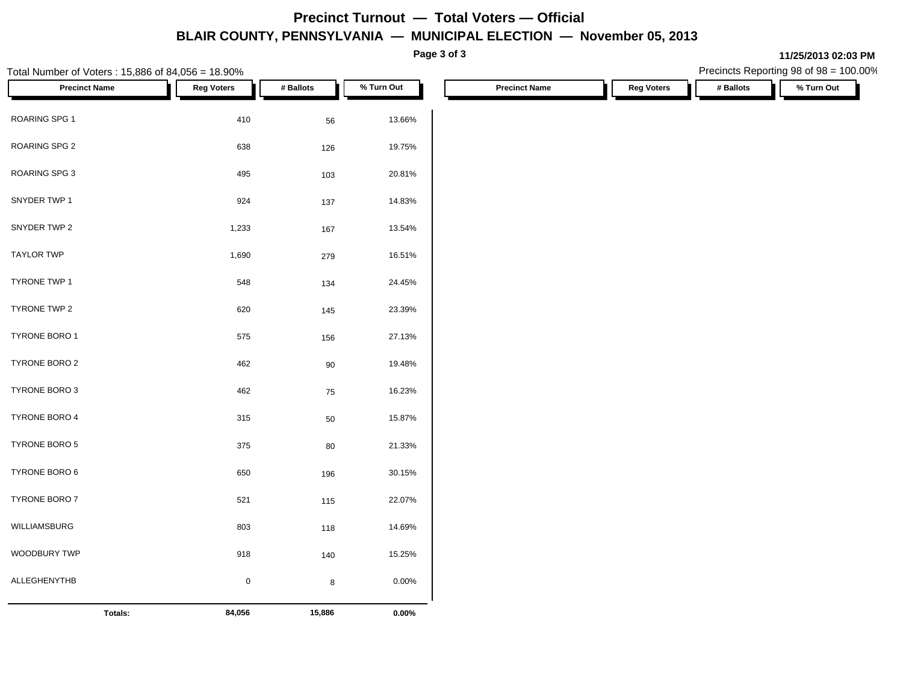# Precinct Turnout — Total Voters — Official

## BLAIR COUNTY, PENNSYLVANIA — MUNICIPAL ELECTION — November 05, 2013

**11/25/2013 02:03 PM**

Total Number of Voters : 15,886 of 84,056 = 18.90%

Precincts Reporting 98 of 98 = 100.00%

| Precinct Name | Reg Voters | # Ballots | % Turn Out |
|---|---|---|---|
| ROARING SPG 1 | 410 | 56 | 13.66% |
| ROARING SPG 2 | 638 | 126 | 19.75% |
| ROARING SPG 3 | 495 | 103 | 20.81% |
| SNYDER TWP 1 | 924 | 137 | 14.83% |
| SNYDER TWP 2 | 1,233 | 167 | 13.54% |
| TAYLOR TWP | 1,690 | 279 | 16.51% |
| TYRONE TWP 1 | 548 | 134 | 24.45% |
| TYRONE TWP 2 | 620 | 145 | 23.39% |
| TYRONE BORO 1 | 575 | 156 | 27.13% |
| TYRONE BORO 2 | 462 | 90 | 19.48% |
| TYRONE BORO 3 | 462 | 75 | 16.23% |
| TYRONE BORO 4 | 315 | 50 | 15.87% |
| TYRONE BORO 5 | 375 | 80 | 21.33% |
| TYRONE BORO 6 | 650 | 196 | 30.15% |
| TYRONE BORO 7 | 521 | 115 | 22.07% |
| WILLIAMSBURG | 803 | 118 | 14.69% |
| WOODBURY TWP | 918 | 140 | 15.25% |
| ALLEGHENYTHB | 0 | 8 | 0.00% |
| **Totals:** | **84,056** | **15,886** | **0.00%** |